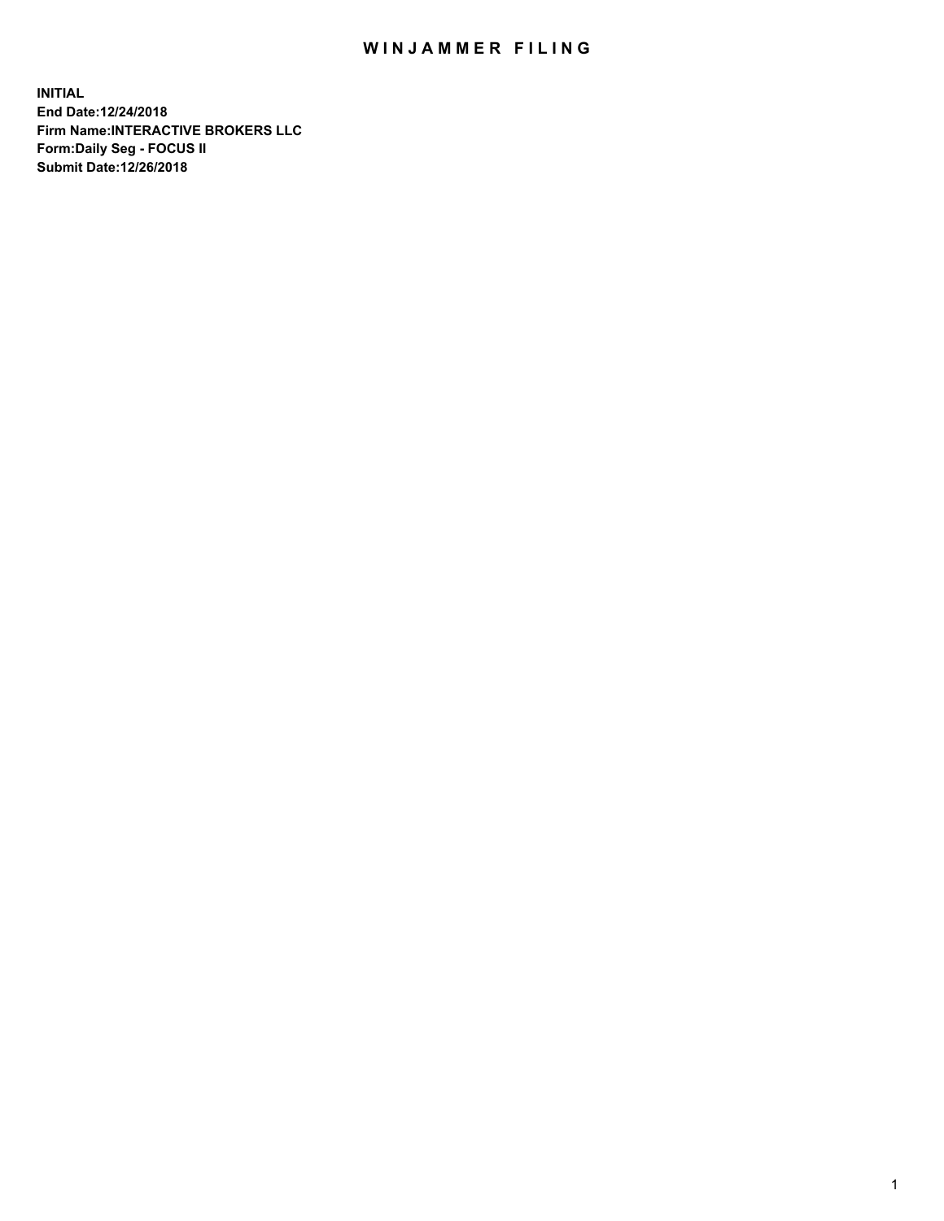# WINJAMMER FILING

**INITIAL**
**End Date:12/24/2018**
**Firm Name:INTERACTIVE BROKERS LLC**
**Form:Daily Seg - FOCUS II**
**Submit Date:12/26/2018**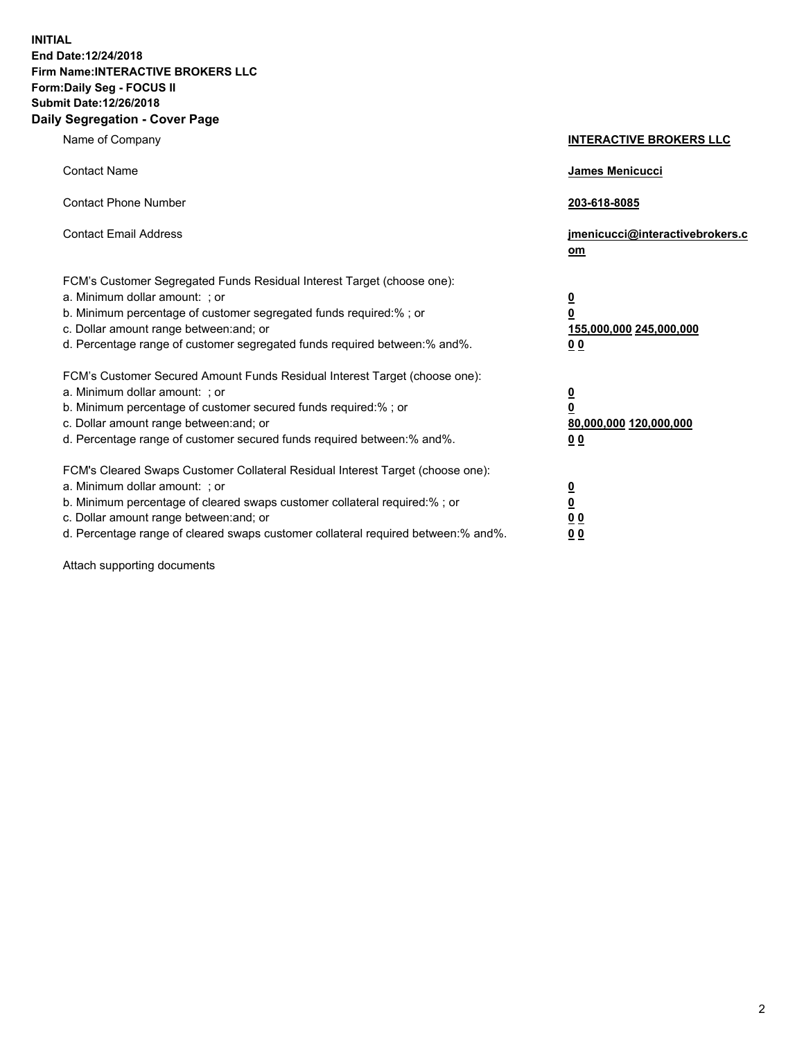**INITIAL**
**End Date:12/24/2018**
**Firm Name:INTERACTIVE BROKERS LLC**
**Form:Daily Seg - FOCUS II**
**Submit Date:12/26/2018**
**Daily Segregation - Cover Page**

| | |
|---|---|
| Name of Company | **INTERACTIVE BROKERS LLC** |
| Contact Name | **James Menicucci** |
| Contact Phone Number | **203-618-8085** |
| Contact Email Address | **jmenicucci@interactivebrokers.com** |
| FCM's Customer Segregated Funds Residual Interest Target (choose one): | |
| a. Minimum dollar amount: ; or | **0** |
| b. Minimum percentage of customer segregated funds required:% ; or | **0** |
| c. Dollar amount range between:and; or | **155,000,000 245,000,000** |
| d. Percentage range of customer segregated funds required between:% and%. | **0 0** |
| FCM's Customer Secured Amount Funds Residual Interest Target (choose one): | |
| a. Minimum dollar amount: ; or | **0** |
| b. Minimum percentage of customer secured funds required:% ; or | **0** |
| c. Dollar amount range between:and; or | **80,000,000 120,000,000** |
| d. Percentage range of customer secured funds required between:% and%. | **0 0** |
| FCM's Cleared Swaps Customer Collateral Residual Interest Target (choose one): | |
| a. Minimum dollar amount: ; or | **0** |
| b. Minimum percentage of cleared swaps customer collateral required:% ; or | **0** |
| c. Dollar amount range between:and; or | **0 0** |
| d. Percentage range of cleared swaps customer collateral required between:% and%. | **0 0** |

Attach supporting documents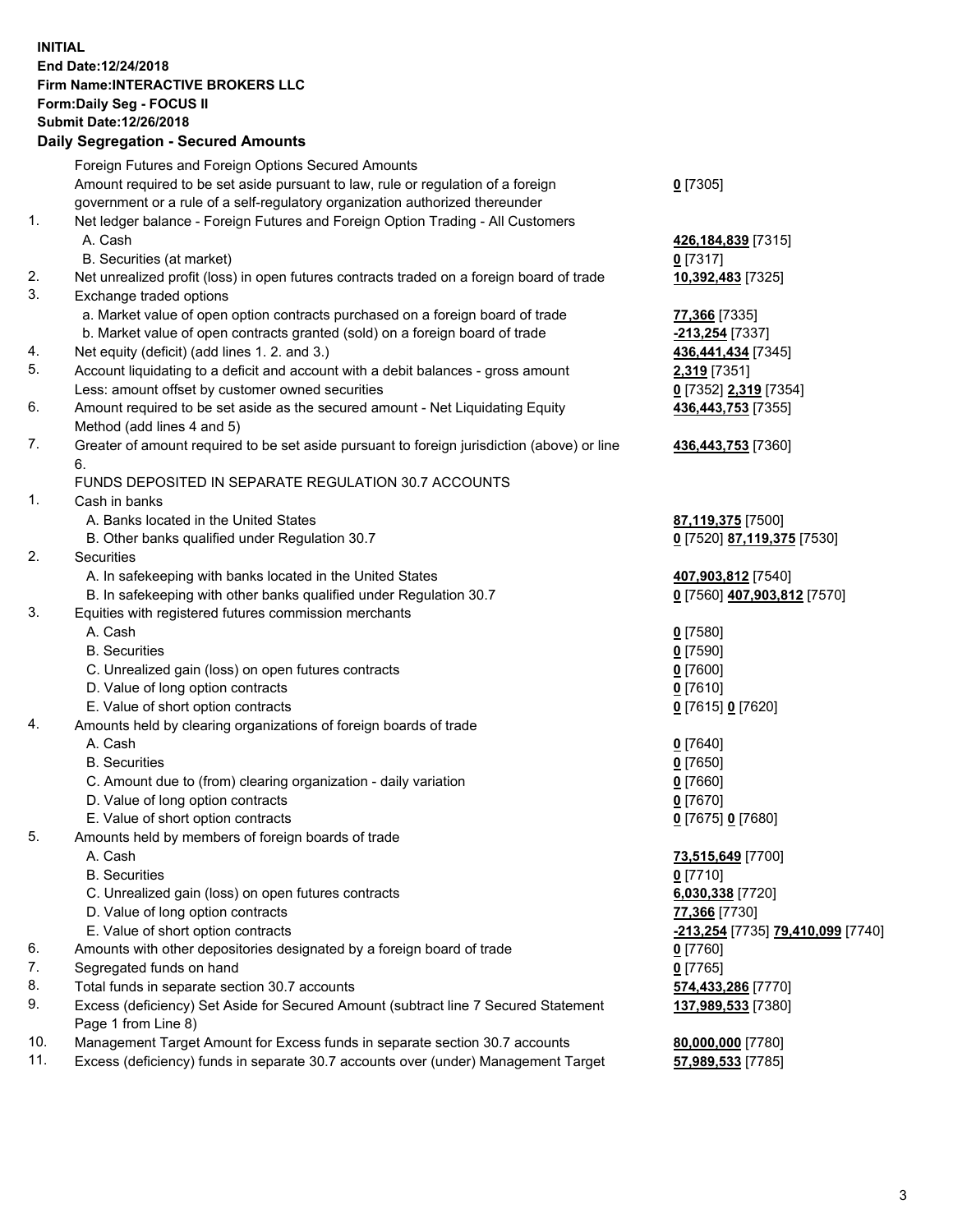**INITIAL**
**End Date:12/24/2018**
**Firm Name:INTERACTIVE BROKERS LLC**
**Form:Daily Seg - FOCUS II**
**Submit Date:12/26/2018**
**Daily Segregation - Secured Amounts**

| | | |
|---|---|---|
| | Foreign Futures and Foreign Options Secured Amounts | |
| | Amount required to be set aside pursuant to law, rule or regulation of a foreign government or a rule of a self-regulatory organization authorized thereunder | **0** [7305] |
| 1. | Net ledger balance - Foreign Futures and Foreign Option Trading - All Customers | |
| | A. Cash | **426,184,839** [7315] |
| | B. Securities (at market) | **0** [7317] |
| 2. | Net unrealized profit (loss) in open futures contracts traded on a foreign board of trade | **10,392,483** [7325] |
| 3. | Exchange traded options | |
| | a. Market value of open option contracts purchased on a foreign board of trade | **77,366** [7335] |
| | b. Market value of open contracts granted (sold) on a foreign board of trade | **-213,254** [7337] |
| 4. | Net equity (deficit) (add lines 1. 2. and 3.) | **436,441,434** [7345] |
| 5. | Account liquidating to a deficit and account with a debit balances - gross amount | **2,319** [7351] |
| | Less: amount offset by customer owned securities | **0** [7352] **2,319** [7354] |
| 6. | Amount required to be set aside as the secured amount - Net Liquidating Equity Method (add lines 4 and 5) | **436,443,753** [7355] |
| 7. | Greater of amount required to be set aside pursuant to foreign jurisdiction (above) or line 6. | **436,443,753** [7360] |
| | FUNDS DEPOSITED IN SEPARATE REGULATION 30.7 ACCOUNTS | |
| 1. | Cash in banks | |
| | A. Banks located in the United States | **87,119,375** [7500] |
| | B. Other banks qualified under Regulation 30.7 | **0** [7520] **87,119,375** [7530] |
| 2. | Securities | |
| | A. In safekeeping with banks located in the United States | **407,903,812** [7540] |
| | B. In safekeeping with other banks qualified under Regulation 30.7 | **0** [7560] **407,903,812** [7570] |
| 3. | Equities with registered futures commission merchants | |
| | A. Cash | **0** [7580] |
| | B. Securities | **0** [7590] |
| | C. Unrealized gain (loss) on open futures contracts | **0** [7600] |
| | D. Value of long option contracts | **0** [7610] |
| | E. Value of short option contracts | **0** [7615] **0** [7620] |
| 4. | Amounts held by clearing organizations of foreign boards of trade | |
| | A. Cash | **0** [7640] |
| | B. Securities | **0** [7650] |
| | C. Amount due to (from) clearing organization - daily variation | **0** [7660] |
| | D. Value of long option contracts | **0** [7670] |
| | E. Value of short option contracts | **0** [7675] **0** [7680] |
| 5. | Amounts held by members of foreign boards of trade | |
| | A. Cash | **73,515,649** [7700] |
| | B. Securities | **0** [7710] |
| | C. Unrealized gain (loss) on open futures contracts | **6,030,338** [7720] |
| | D. Value of long option contracts | **77,366** [7730] |
| | E. Value of short option contracts | **-213,254** [7735] **79,410,099** [7740] |
| 6. | Amounts with other depositories designated by a foreign board of trade | **0** [7760] |
| 7. | Segregated funds on hand | **0** [7765] |
| 8. | Total funds in separate section 30.7 accounts | **574,433,286** [7770] |
| 9. | Excess (deficiency) Set Aside for Secured Amount (subtract line 7 Secured Statement Page 1 from Line 8) | **137,989,533** [7380] |
| 10. | Management Target Amount for Excess funds in separate section 30.7 accounts | **80,000,000** [7780] |
| 11. | Excess (deficiency) funds in separate 30.7 accounts over (under) Management Target | **57,989,533** [7785] |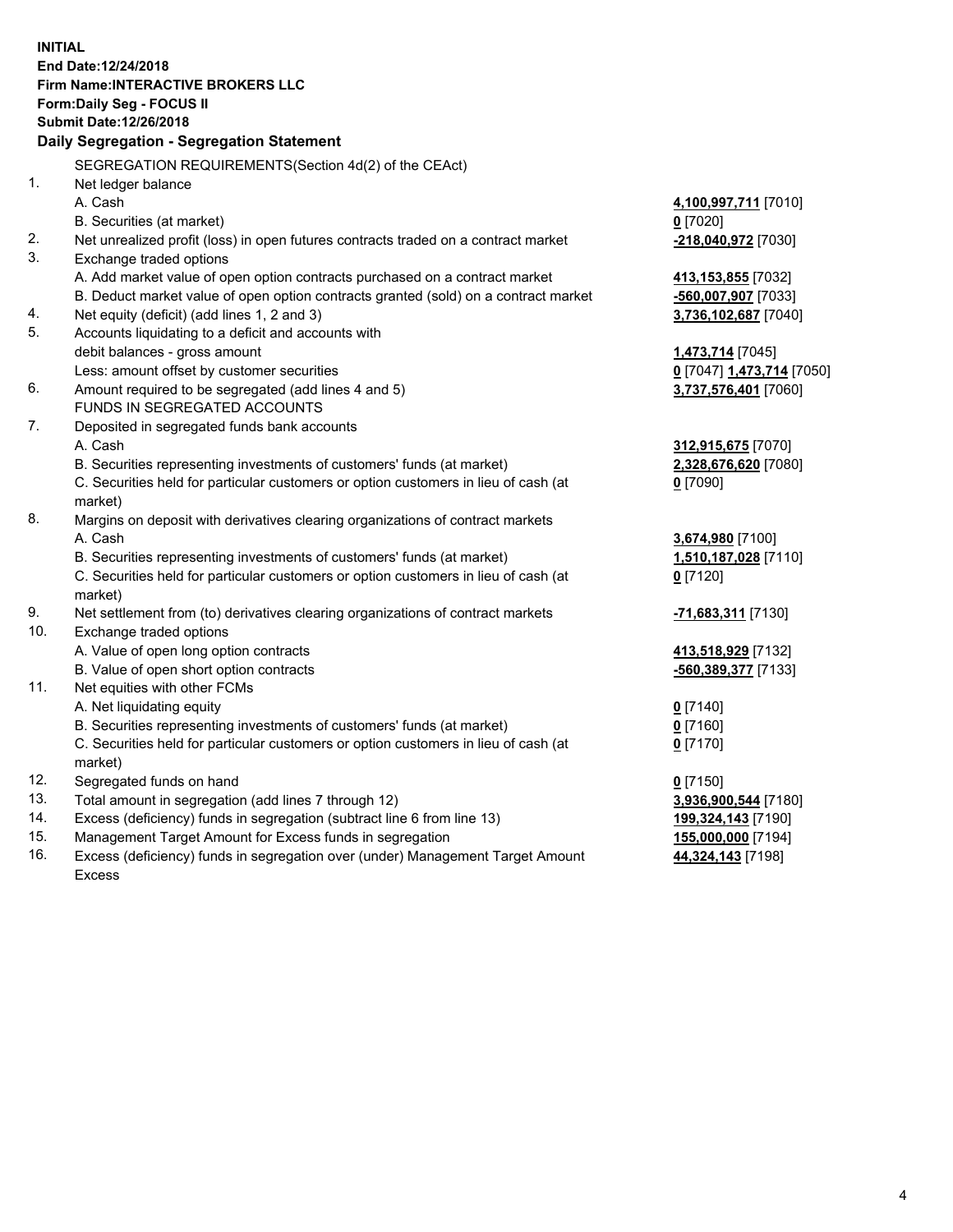**INITIAL**
**End Date:12/24/2018**
**Firm Name:INTERACTIVE BROKERS LLC**
**Form:Daily Seg - FOCUS II**
**Submit Date:12/26/2018**
**Daily Segregation - Segregation Statement**

SEGREGATION REQUIREMENTS(Section 4d(2) of the CEAct)

| | | |
|---|---|---|
| 1. | Net ledger balance | |
| | A. Cash | **4,100,997,711** [7010] |
| | B. Securities (at market) | **0** [7020] |
| 2. | Net unrealized profit (loss) in open futures contracts traded on a contract market | **-218,040,972** [7030] |
| 3. | Exchange traded options | |
| | A. Add market value of open option contracts purchased on a contract market | **413,153,855** [7032] |
| | B. Deduct market value of open option contracts granted (sold) on a contract market | **-560,007,907** [7033] |
| 4. | Net equity (deficit) (add lines 1, 2 and 3) | **3,736,102,687** [7040] |
| 5. | Accounts liquidating to a deficit and accounts with debit balances - gross amount | **1,473,714** [7045] |
| | Less: amount offset by customer securities | **0** [7047] **1,473,714** [7050] |
| 6. | Amount required to be segregated (add lines 4 and 5) | **3,737,576,401** [7060] |
| | FUNDS IN SEGREGATED ACCOUNTS | |
| 7. | Deposited in segregated funds bank accounts | |
| | A. Cash | **312,915,675** [7070] |
| | B. Securities representing investments of customers' funds (at market) | **2,328,676,620** [7080] |
| | C. Securities held for particular customers or option customers in lieu of cash (at market) | **0** [7090] |
| 8. | Margins on deposit with derivatives clearing organizations of contract markets | |
| | A. Cash | **3,674,980** [7100] |
| | B. Securities representing investments of customers' funds (at market) | **1,510,187,028** [7110] |
| | C. Securities held for particular customers or option customers in lieu of cash (at market) | **0** [7120] |
| 9. | Net settlement from (to) derivatives clearing organizations of contract markets | **-71,683,311** [7130] |
| 10. | Exchange traded options | |
| | A. Value of open long option contracts | **413,518,929** [7132] |
| | B. Value of open short option contracts | **-560,389,377** [7133] |
| 11. | Net equities with other FCMs | |
| | A. Net liquidating equity | **0** [7140] |
| | B. Securities representing investments of customers' funds (at market) | **0** [7160] |
| | C. Securities held for particular customers or option customers in lieu of cash (at market) | **0** [7170] |
| 12. | Segregated funds on hand | **0** [7150] |
| 13. | Total amount in segregation (add lines 7 through 12) | **3,936,900,544** [7180] |
| 14. | Excess (deficiency) funds in segregation (subtract line 6 from line 13) | **199,324,143** [7190] |
| 15. | Management Target Amount for Excess funds in segregation | **155,000,000** [7194] |
| 16. | Excess (deficiency) funds in segregation over (under) Management Target Amount Excess | **44,324,143** [7198] |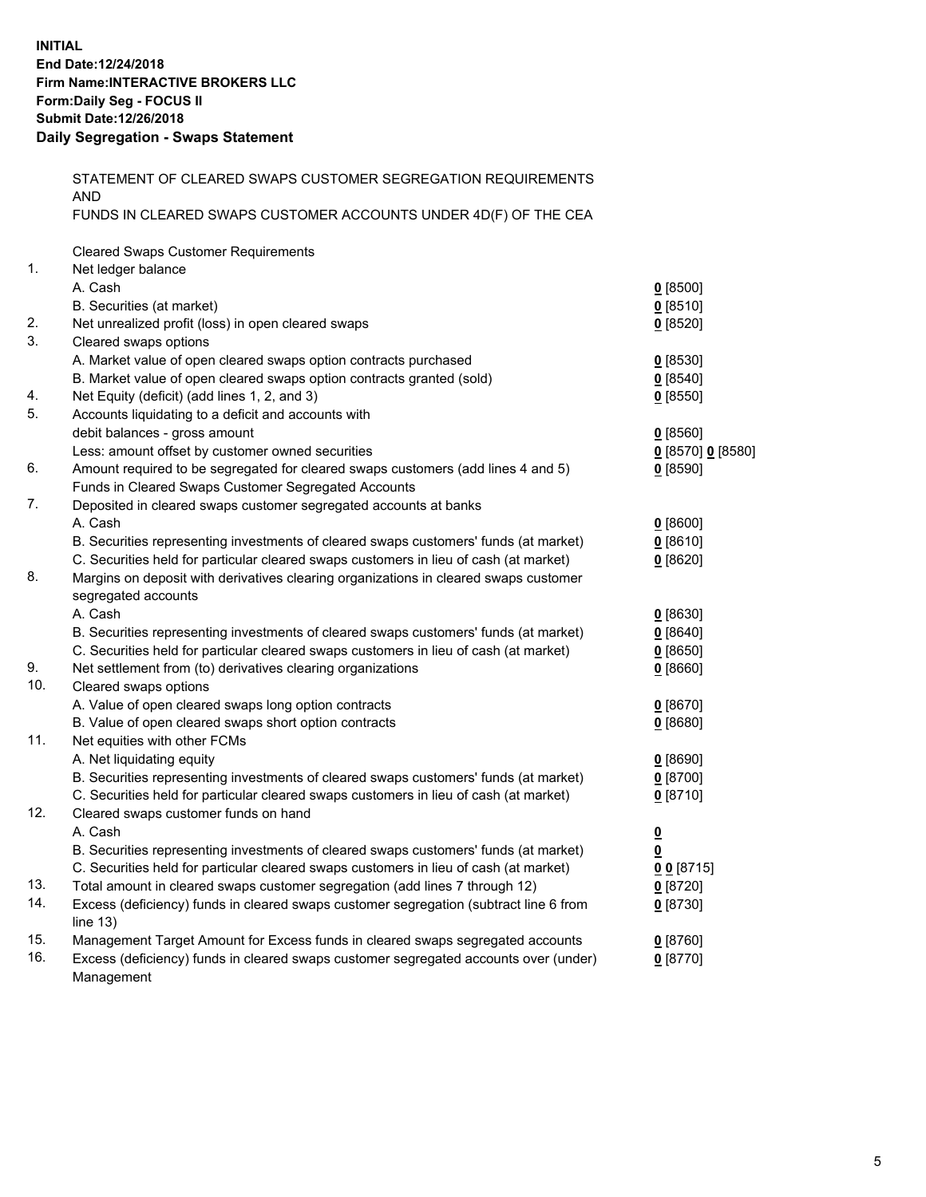**INITIAL**
**End Date:12/24/2018**
**Firm Name:INTERACTIVE BROKERS LLC**
**Form:Daily Seg - FOCUS II**
**Submit Date:12/26/2018**
**Daily Segregation - Swaps Statement**

STATEMENT OF CLEARED SWAPS CUSTOMER SEGREGATION REQUIREMENTS AND FUNDS IN CLEARED SWAPS CUSTOMER ACCOUNTS UNDER 4D(F) OF THE CEA

| | | |
|---|---|---|
| | Cleared Swaps Customer Requirements | |
| 1. | Net ledger balance | |
| | A. Cash | 0 [8500] |
| | B. Securities (at market) | 0 [8510] |
| 2. | Net unrealized profit (loss) in open cleared swaps | 0 [8520] |
| 3. | Cleared swaps options | |
| | A. Market value of open cleared swaps option contracts purchased | 0 [8530] |
| | B. Market value of open cleared swaps option contracts granted (sold) | 0 [8540] |
| 4. | Net Equity (deficit) (add lines 1, 2, and 3) | 0 [8550] |
| 5. | Accounts liquidating to a deficit and accounts with debit balances - gross amount | 0 [8560] |
| | Less: amount offset by customer owned securities | 0 [8570] 0 [8580] |
| 6. | Amount required to be segregated for cleared swaps customers (add lines 4 and 5) | 0 [8590] |
| | Funds in Cleared Swaps Customer Segregated Accounts | |
| 7. | Deposited in cleared swaps customer segregated accounts at banks | |
| | A. Cash | 0 [8600] |
| | B. Securities representing investments of cleared swaps customers' funds (at market) | 0 [8610] |
| | C. Securities held for particular cleared swaps customers in lieu of cash (at market) | 0 [8620] |
| 8. | Margins on deposit with derivatives clearing organizations in cleared swaps customer segregated accounts | |
| | A. Cash | 0 [8630] |
| | B. Securities representing investments of cleared swaps customers' funds (at market) | 0 [8640] |
| | C. Securities held for particular cleared swaps customers in lieu of cash (at market) | 0 [8650] |
| 9. | Net settlement from (to) derivatives clearing organizations | 0 [8660] |
| 10. | Cleared swaps options | |
| | A. Value of open cleared swaps long option contracts | 0 [8670] |
| | B. Value of open cleared swaps short option contracts | 0 [8680] |
| 11. | Net equities with other FCMs | |
| | A. Net liquidating equity | 0 [8690] |
| | B. Securities representing investments of cleared swaps customers' funds (at market) | 0 [8700] |
| | C. Securities held for particular cleared swaps customers in lieu of cash (at market) | 0 [8710] |
| 12. | Cleared swaps customer funds on hand | |
| | A. Cash | 0 |
| | B. Securities representing investments of cleared swaps customers' funds (at market) | 0 |
| | C. Securities held for particular cleared swaps customers in lieu of cash (at market) | 0 0 [8715] |
| 13. | Total amount in cleared swaps customer segregation (add lines 7 through 12) | 0 [8720] |
| 14. | Excess (deficiency) funds in cleared swaps customer segregation (subtract line 6 from line 13) | 0 [8730] |
| 15. | Management Target Amount for Excess funds in cleared swaps segregated accounts | 0 [8760] |
| 16. | Excess (deficiency) funds in cleared swaps customer segregated accounts over (under) Management | 0 [8770] |